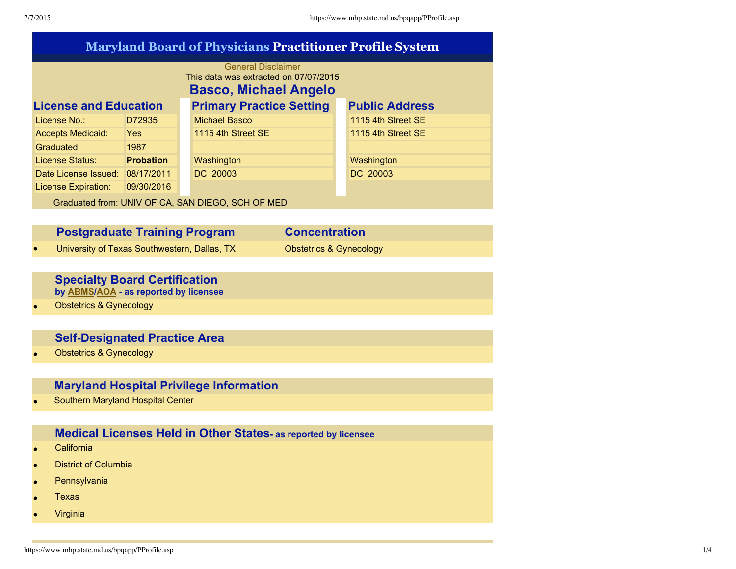# Maryland Board of Physicians Practitioner Profile System

General Disclaimer

This data was extracted on 07/07/2015

## Basco, Michael Angelo

### License and Education

| | |
|---|---|
| License No.: | D72935 |
| Accepts Medicaid: | Yes |
| Graduated: | 1987 |
| License Status: | **Probation** |
| Date License Issued: | 08/17/2011 |
| License Expiration: | 09/30/2016 |

Graduated from: UNIV OF CA, SAN DIEGO, SCH OF MED

### Primary Practice Setting

Michael Basco
1115 4th Street SE

Washington
DC 20003

### Public Address

1115 4th Street SE
1115 4th Street SE

Washington
DC 20003

### Postgraduate Training Program

| Postgraduate Training Program | Concentration |
|---|---|
| University of Texas Southwestern, Dallas, TX | Obstetrics & Gynecology |

### Specialty Board Certification

**by ABMS/AOA - as reported by licensee**

- Obstetrics & Gynecology

### Self-Designated Practice Area

- Obstetrics & Gynecology

### Maryland Hospital Privilege Information

- Southern Maryland Hospital Center

### Medical Licenses Held in Other States - as reported by licensee

- California
- District of Columbia
- Pennsylvania
- Texas
- Virginia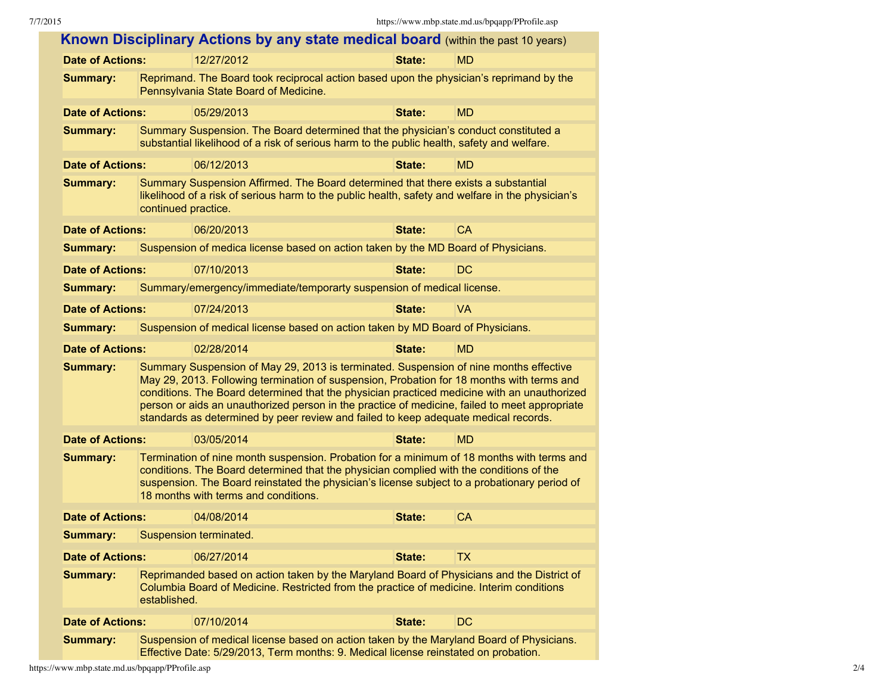## Known Disciplinary Actions by any state medical board (within the past 10 years)

**Date of Actions:** 12/27/2012 **State:** MD

**Summary:** Reprimand. The Board took reciprocal action based upon the physician's reprimand by the Pennsylvania State Board of Medicine.

**Date of Actions:** 05/29/2013 **State:** MD

**Summary:** Summary Suspension. The Board determined that the physician's conduct constituted a substantial likelihood of a risk of serious harm to the public health, safety and welfare.

**Date of Actions:** 06/12/2013 **State:** MD

**Summary:** Summary Suspension Affirmed. The Board determined that there exists a substantial likelihood of a risk of serious harm to the public health, safety and welfare in the physician's continued practice.

**Date of Actions:** 06/20/2013 **State:** CA

**Summary:** Suspension of medica license based on action taken by the MD Board of Physicians.

**Date of Actions:** 07/10/2013 **State:** DC

**Summary:** Summary/emergency/immediate/temporarty suspension of medical license.

**Date of Actions:** 07/24/2013 **State:** VA

**Summary:** Suspension of medical license based on action taken by MD Board of Physicians.

**Date of Actions:** 02/28/2014 **State:** MD

**Summary:** Summary Suspension of May 29, 2013 is terminated. Suspension of nine months effective May 29, 2013. Following termination of suspension, Probation for 18 months with terms and conditions. The Board determined that the physician practiced medicine with an unauthorized person or aids an unauthorized person in the practice of medicine, failed to meet appropriate standards as determined by peer review and failed to keep adequate medical records.

**Date of Actions:** 03/05/2014 **State:** MD

**Summary:** Termination of nine month suspension. Probation for a minimum of 18 months with terms and conditions. The Board determined that the physician complied with the conditions of the suspension. The Board reinstated the physician's license subject to a probationary period of 18 months with terms and conditions.

**Date of Actions:** 04/08/2014 **State:** CA

**Summary:** Suspension terminated.

**Date of Actions:** 06/27/2014 **State:** TX

**Summary:** Reprimanded based on action taken by the Maryland Board of Physicians and the District of Columbia Board of Medicine. Restricted from the practice of medicine. Interim conditions established.

**Date of Actions:** 07/10/2014 **State:** DC

**Summary:** Suspension of medical license based on action taken by the Maryland Board of Physicians. Effective Date: 5/29/2013, Term months: 9. Medical license reinstated on probation.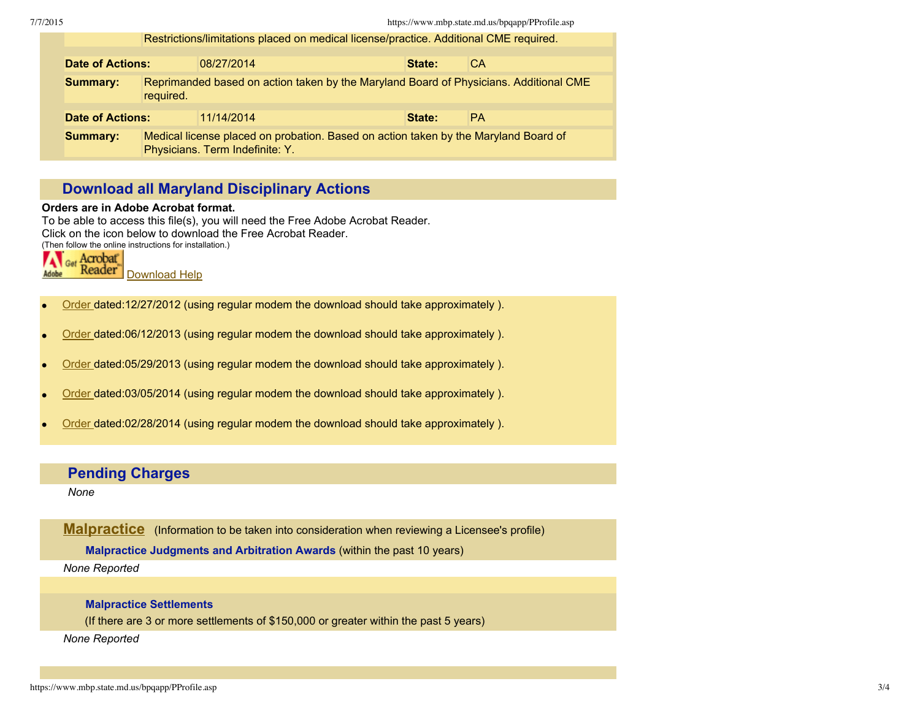| | Restrictions/limitations placed on medical license/practice. Additional CME required. | | |
|---|---|---|---|
| **Date of Actions:** | 08/27/2014 | **State:** | CA |
| **Summary:** | Reprimanded based on action taken by the Maryland Board of Physicians. Additional CME required. | | |
| **Date of Actions:** | 11/14/2014 | **State:** | PA |
| **Summary:** | Medical license placed on probation. Based on action taken by the Maryland Board of Physicians. Term Indefinite: Y. | | |

## Download all Maryland Disciplinary Actions

**Orders are in Adobe Acrobat format.**
To be able to access this file(s), you will need the Free Adobe Acrobat Reader.
Click on the icon below to download the Free Acrobat Reader.
(Then follow the online instructions for installation.)

Get Acrobat Reader [Download Help]

- Order dated:12/27/2012 (using regular modem the download should take approximately ).
- Order dated:06/12/2013 (using regular modem the download should take approximately ).
- Order dated:05/29/2013 (using regular modem the download should take approximately ).
- Order dated:03/05/2014 (using regular modem the download should take approximately ).
- Order dated:02/28/2014 (using regular modem the download should take approximately ).

## Pending Charges

*None*

## Malpractice (Information to be taken into consideration when reviewing a Licensee's profile)

### Malpractice Judgments and Arbitration Awards (within the past 10 years)

*None Reported*

### Malpractice Settlements

(If there are 3 or more settlements of $150,000 or greater within the past 5 years)

*None Reported*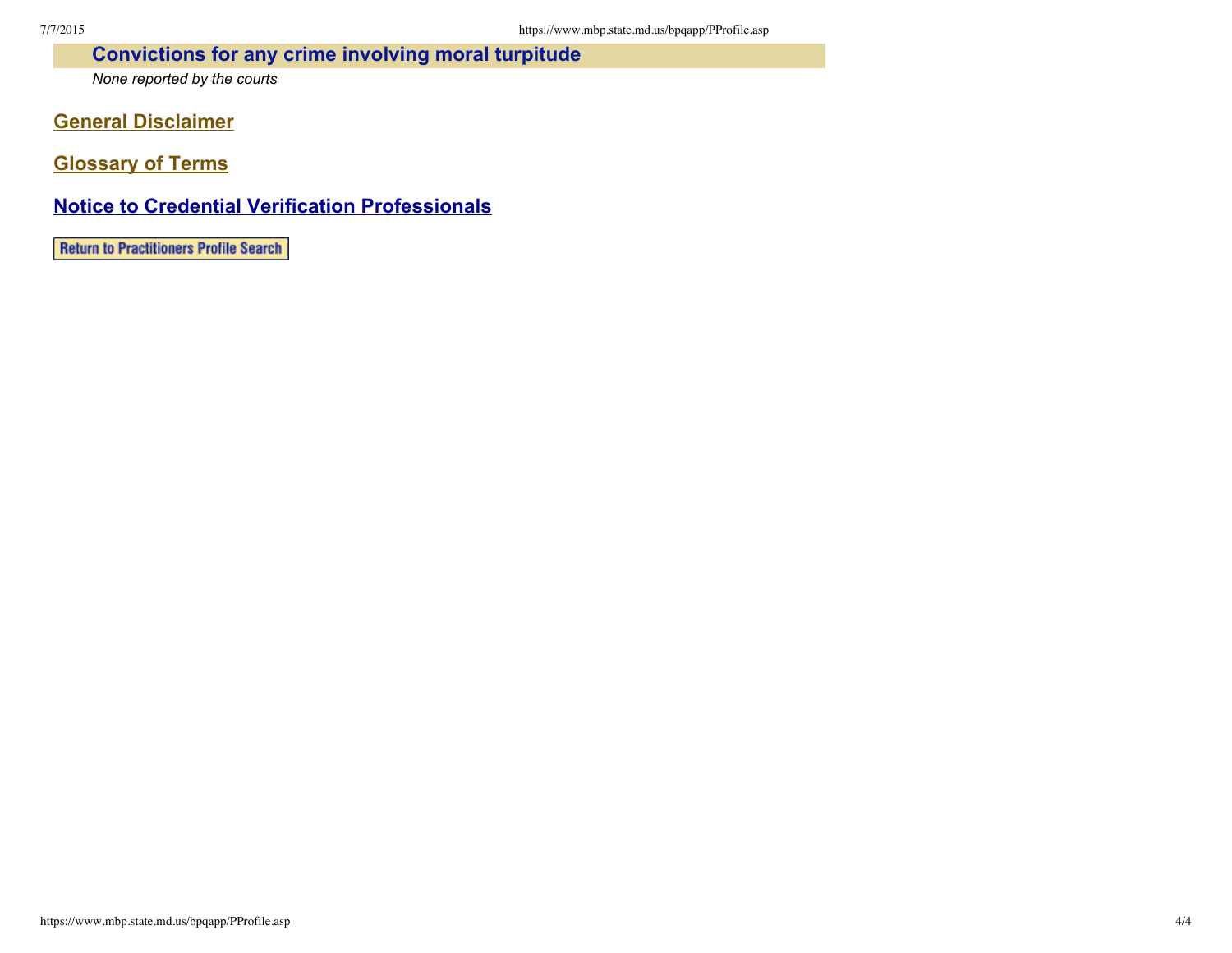## Convictions for any crime involving moral turpitude

*None reported by the courts*

**General Disclaimer**

**Glossary of Terms**

**Notice to Credential Verification Professionals**

Return to Practitioners Profile Search